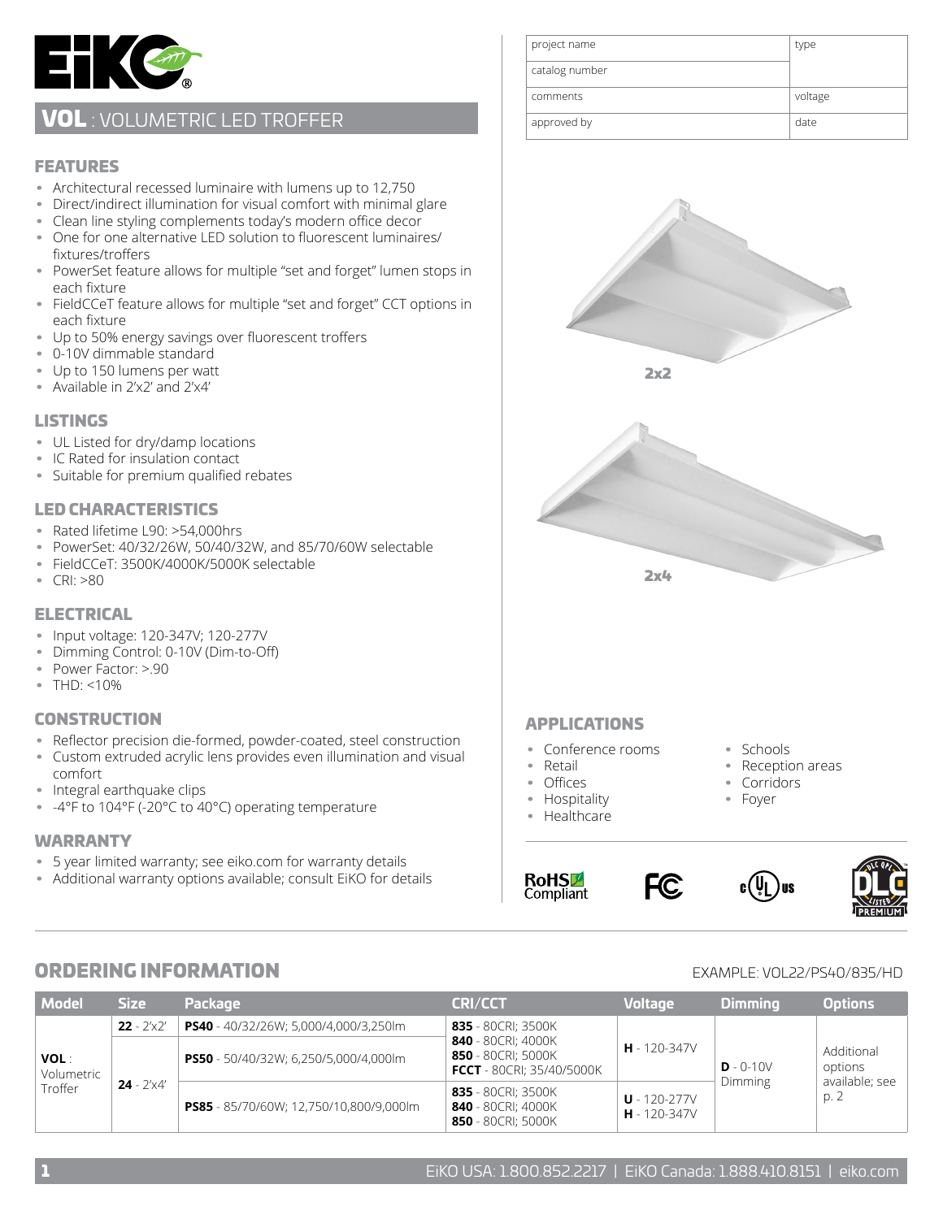# VOL : VOLUMETRIC LED TROFFER

| project name | type |
|---|---|
| catalog number | |
| comments | voltage |
| approved by | date |

## FEATURES

- Architectural recessed luminaire with lumens up to 12,750
- Direct/indirect illumination for visual comfort with minimal glare
- Clean line styling complements today's modern office decor
- One for one alternative LED solution to fluorescent luminaires/ fixtures/troffers
- PowerSet feature allows for multiple "set and forget" lumen stops in each fixture
- FieldCCeT feature allows for multiple "set and forget" CCT options in each fixture
- Up to 50% energy savings over fluorescent troffers
- 0-10V dimmable standard
- Up to 150 lumens per watt
- Available in 2'x2' and 2'x4'

## LISTINGS

- UL Listed for dry/damp locations
- IC Rated for insulation contact
- Suitable for premium qualified rebates

## LED CHARACTERISTICS

- Rated lifetime L90: >54,000hrs
- PowerSet: 40/32/26W, 50/40/32W, and 85/70/60W selectable
- FieldCCeT: 3500K/4000K/5000K selectable
- CRI: >80

## ELECTRICAL

- Input voltage: 120-347V; 120-277V
- Dimming Control: 0-10V (Dim-to-Off)
- Power Factor: >.90
- THD: <10%

## CONSTRUCTION

- Reflector precision die-formed, powder-coated, steel construction
- Custom extruded acrylic lens provides even illumination and visual comfort
- Integral earthquake clips
- -4°F to 104°F (-20°C to 40°C) operating temperature

## WARRANTY

- 5 year limited warranty; see eiko.com for warranty details
- Additional warranty options available; consult EiKO for details

2x2

2x4

## APPLICATIONS

- Conference rooms
- Retail
- Offices
- Hospitality
- Healthcare
- Schools
- Reception areas
- Corridors
- Foyer

RoHS Compliant

## ORDERING INFORMATION

EXAMPLE: VOL22/PS40/835/HD

| Model | Size | Package | CRI/CCT | Voltage | Dimming | Options |
|---|---|---|---|---|---|---|
| **VOL** : Volumetric Troffer | **22** - 2'x2' | **PS40** - 40/32/26W; 5,000/4,000/3,250lm | **835** - 80CRI; 3500K<br>**840** - 80CRI; 4000K<br>**850** - 80CRI; 5000K<br>**FCCT** - 80CRI; 35/40/5000K | **H** - 120-347V | **D** - 0-10V Dimming | Additional options available; see p. 2 |
| | **24** - 2'x4' | **PS50** - 50/40/32W; 6,250/5,000/4,000lm | | | | |
| | | **PS85** - 85/70/60W; 12,750/10,800/9,000lm | **835** - 80CRI; 3500K<br>**840** - 80CRI; 4000K<br>**850** - 80CRI; 5000K | **U** - 120-277V<br>**H** - 120-347V | | |

EiKO USA: 1.800.852.2217 | EiKO Canada: 1.888.410.8151 | eiko.com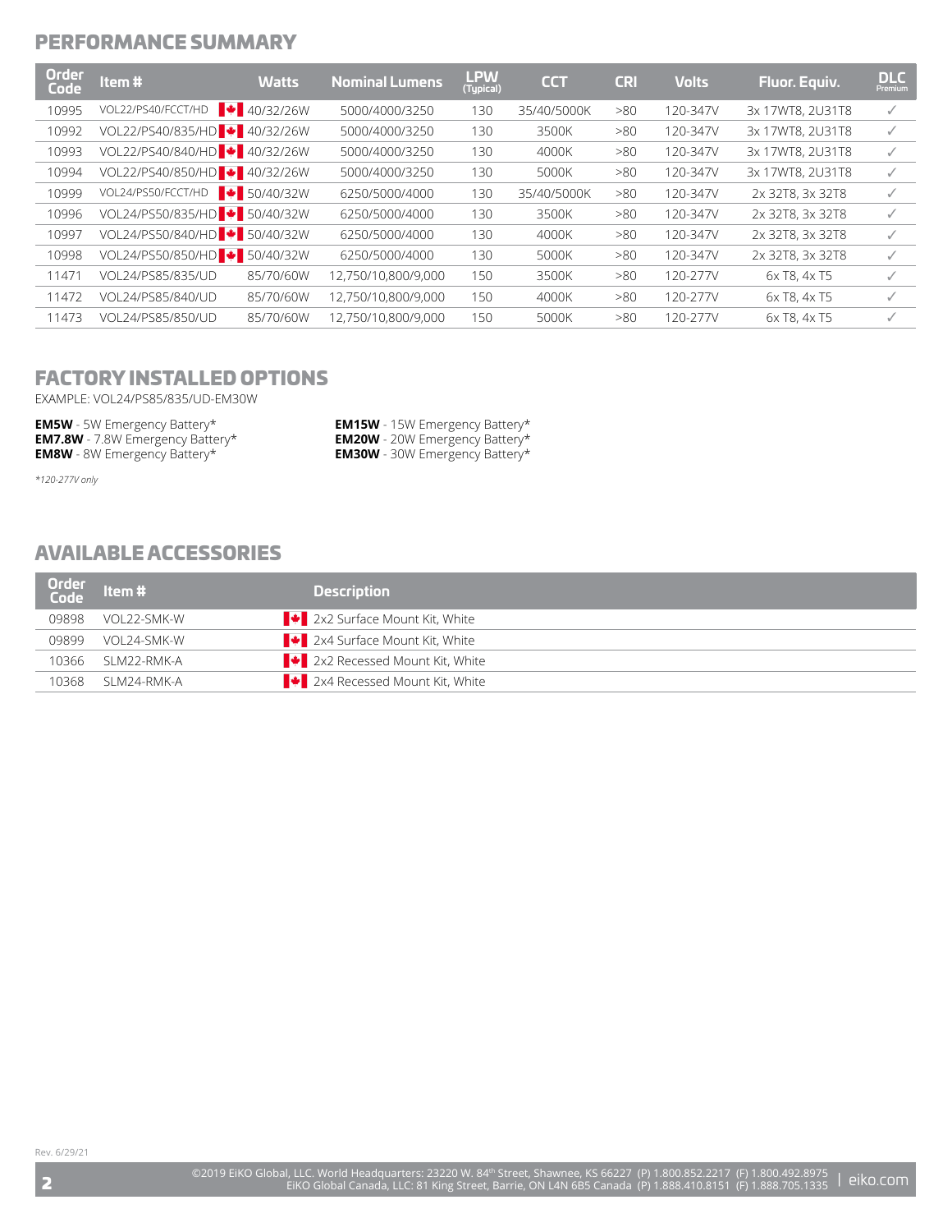## PERFORMANCE SUMMARY

| Order Code | Item # | Watts | Nominal Lumens | LPW (Typical) | CCT | CRI | Volts | Fluor. Equiv. | DLC Premium |
|---|---|---|---|---|---|---|---|---|---|
| 10995 | VOL22/PS40/FCCT/HD | 40/32/26W | 5000/4000/3250 | 130 | 35/40/5000K | >80 | 120-347V | 3x 17WT8, 2U31T8 | ✓ |
| 10992 | VOL22/PS40/835/HD | 40/32/26W | 5000/4000/3250 | 130 | 3500K | >80 | 120-347V | 3x 17WT8, 2U31T8 | ✓ |
| 10993 | VOL22/PS40/840/HD | 40/32/26W | 5000/4000/3250 | 130 | 4000K | >80 | 120-347V | 3x 17WT8, 2U31T8 | ✓ |
| 10994 | VOL22/PS40/850/HD | 40/32/26W | 5000/4000/3250 | 130 | 5000K | >80 | 120-347V | 3x 17WT8, 2U31T8 | ✓ |
| 10999 | VOL24/PS50/FCCT/HD | 50/40/32W | 6250/5000/4000 | 130 | 35/40/5000K | >80 | 120-347V | 2x 32T8, 3x 32T8 | ✓ |
| 10996 | VOL24/PS50/835/HD | 50/40/32W | 6250/5000/4000 | 130 | 3500K | >80 | 120-347V | 2x 32T8, 3x 32T8 | ✓ |
| 10997 | VOL24/PS50/840/HD | 50/40/32W | 6250/5000/4000 | 130 | 4000K | >80 | 120-347V | 2x 32T8, 3x 32T8 | ✓ |
| 10998 | VOL24/PS50/850/HD | 50/40/32W | 6250/5000/4000 | 130 | 5000K | >80 | 120-347V | 2x 32T8, 3x 32T8 | ✓ |
| 11471 | VOL24/PS85/835/UD | 85/70/60W | 12,750/10,800/9,000 | 150 | 3500K | >80 | 120-277V | 6x T8, 4x T5 | ✓ |
| 11472 | VOL24/PS85/840/UD | 85/70/60W | 12,750/10,800/9,000 | 150 | 4000K | >80 | 120-277V | 6x T8, 4x T5 | ✓ |
| 11473 | VOL24/PS85/850/UD | 85/70/60W | 12,750/10,800/9,000 | 150 | 5000K | >80 | 120-277V | 6x T8, 4x T5 | ✓ |

## FACTORY INSTALLED OPTIONS

EXAMPLE: VOL24/PS85/835/UD-EM30W

**EM5W** - 5W Emergency Battery*
**EM7.8W** - 7.8W Emergency Battery*
**EM8W** - 8W Emergency Battery*
**EM15W** - 15W Emergency Battery*
**EM20W** - 20W Emergency Battery*
**EM30W** - 30W Emergency Battery*

*\*120-277V only*

## AVAILABLE ACCESSORIES

| Order Code | Item # | Description |
|---|---|---|
| 09898 | VOL22-SMK-W | 2x2 Surface Mount Kit, White |
| 09899 | VOL24-SMK-W | 2x4 Surface Mount Kit, White |
| 10366 | SLM22-RMK-A | 2x2 Recessed Mount Kit, White |
| 10368 | SLM24-RMK-A | 2x4 Recessed Mount Kit, White |

Rev. 6/29/21

©2019 EiKO Global, LLC. World Headquarters: 23220 W. 84th Street, Shawnee, KS 66227 (P) 1.800.852.2217 (F) 1.800.492.8975
EiKO Global Canada, LLC: 81 King Street, Barrie, ON L4N 6B5 Canada (P) 1.888.410.8151 (F) 1.888.705.1335 | eiko.com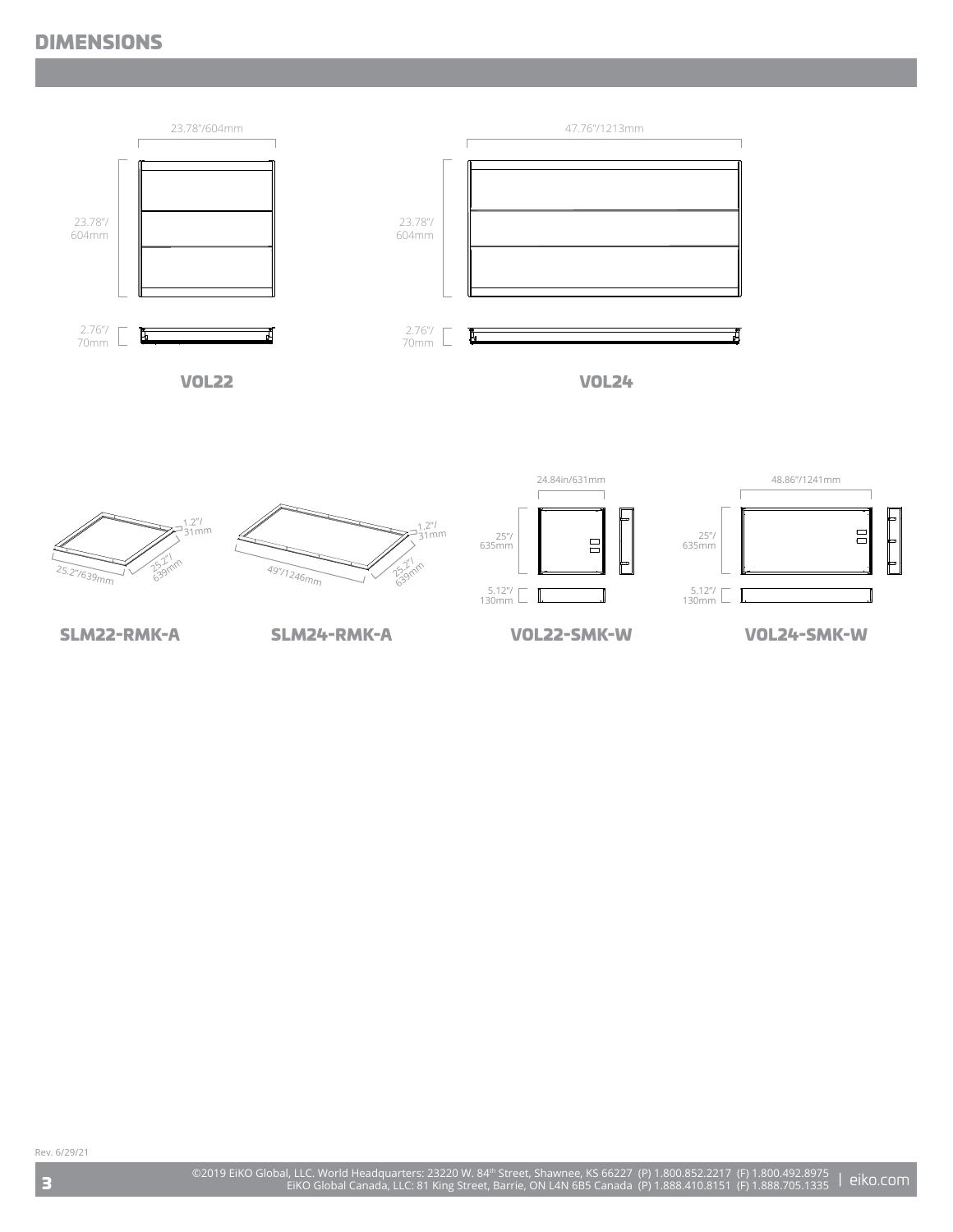# DIMENSIONS

23.78"/604mm

23.78"/ 604mm

2.76"/ 70mm

**VOL22**

47.76"/1213mm

23.78"/ 604mm

2.76"/ 70mm

**VOL24**

1.2"/ 31mm

25.2"/639mm

25.2"/ 639mm

**SLM22-RMK-A**

1.2"/ 31mm

49"/1246mm

25.2"/ 639mm

**SLM24-RMK-A**

24.84in/631mm

25"/ 635mm

5.12"/ 130mm

**VOL22-SMK-W**

48.86"/1241mm

25"/ 635mm

5.12"/ 130mm

**VOL24-SMK-W**

Rev. 6/29/21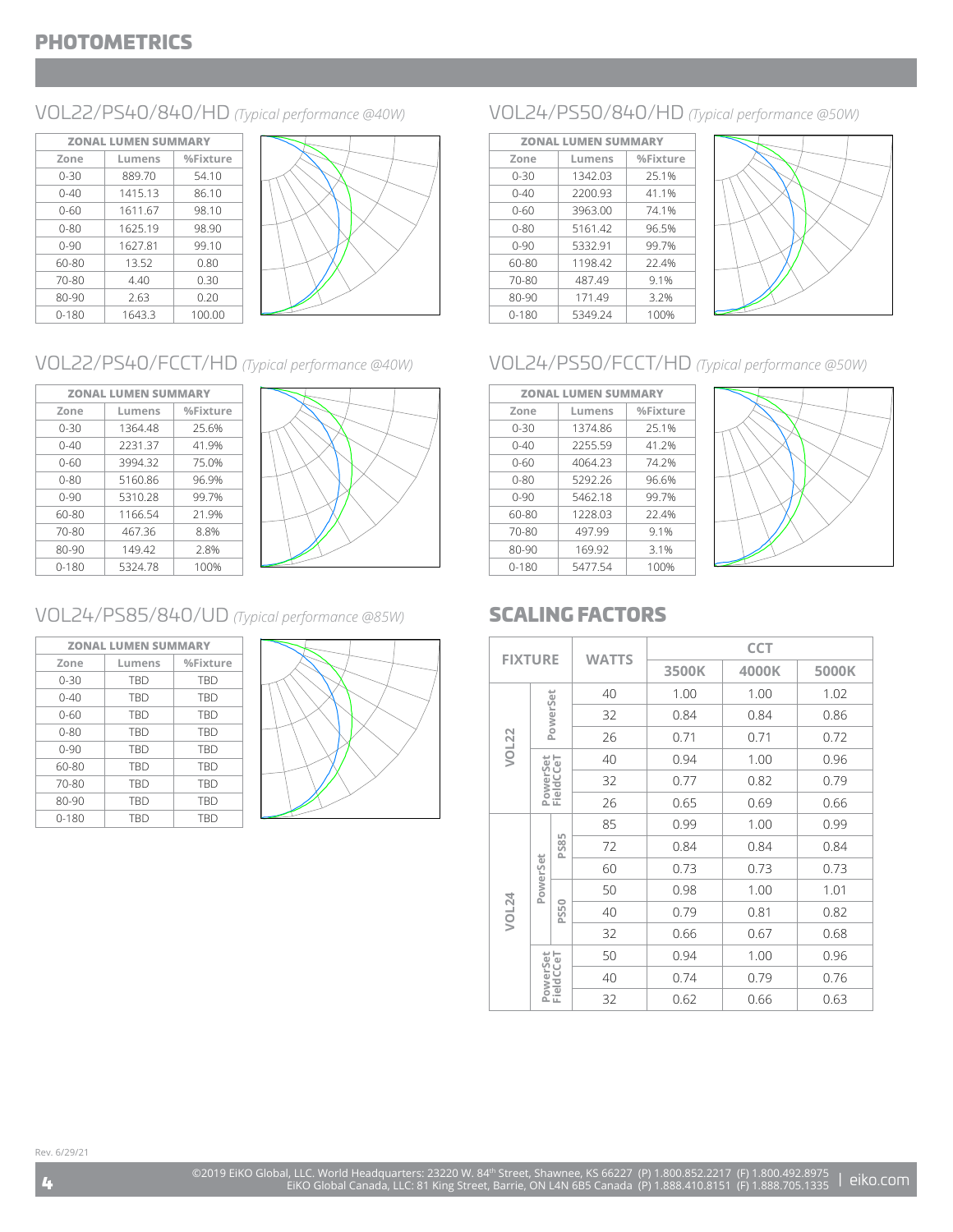# PHOTOMETRICS

## VOL22/PS40/840/HD *(Typical performance @40W)*

| ZONAL LUMEN SUMMARY | | |
|---|---|---|
| Zone | Lumens | %Fixture |
| 0-30 | 889.70 | 54.10 |
| 0-40 | 1415.13 | 86.10 |
| 0-60 | 1611.67 | 98.10 |
| 0-80 | 1625.19 | 98.90 |
| 0-90 | 1627.81 | 99.10 |
| 60-80 | 13.52 | 0.80 |
| 70-80 | 4.40 | 0.30 |
| 80-90 | 2.63 | 0.20 |
| 0-180 | 1643.3 | 100.00 |

## VOL22/PS40/FCCT/HD *(Typical performance @40W)*

| ZONAL LUMEN SUMMARY | | |
|---|---|---|
| Zone | Lumens | %Fixture |
| 0-30 | 1364.48 | 25.6% |
| 0-40 | 2231.37 | 41.9% |
| 0-60 | 3994.32 | 75.0% |
| 0-80 | 5160.86 | 96.9% |
| 0-90 | 5310.28 | 99.7% |
| 60-80 | 1166.54 | 21.9% |
| 70-80 | 467.36 | 8.8% |
| 80-90 | 149.42 | 2.8% |
| 0-180 | 5324.78 | 100% |

## VOL24/PS85/840/UD *(Typical performance @85W)*

| ZONAL LUMEN SUMMARY | | |
|---|---|---|
| Zone | Lumens | %Fixture |
| 0-30 | TBD | TBD |
| 0-40 | TBD | TBD |
| 0-60 | TBD | TBD |
| 0-80 | TBD | TBD |
| 0-90 | TBD | TBD |
| 60-80 | TBD | TBD |
| 70-80 | TBD | TBD |
| 80-90 | TBD | TBD |
| 0-180 | TBD | TBD |

## VOL24/PS50/840/HD *(Typical performance @50W)*

| ZONAL LUMEN SUMMARY | | |
|---|---|---|
| Zone | Lumens | %Fixture |
| 0-30 | 1342.03 | 25.1% |
| 0-40 | 2200.93 | 41.1% |
| 0-60 | 3963.00 | 74.1% |
| 0-80 | 5161.42 | 96.5% |
| 0-90 | 5332.91 | 99.7% |
| 60-80 | 1198.42 | 22.4% |
| 70-80 | 487.49 | 9.1% |
| 80-90 | 171.49 | 3.2% |
| 0-180 | 5349.24 | 100% |

## VOL24/PS50/FCCT/HD *(Typical performance @50W)*

| ZONAL LUMEN SUMMARY | | |
|---|---|---|
| Zone | Lumens | %Fixture |
| 0-30 | 1374.86 | 25.1% |
| 0-40 | 2255.59 | 41.2% |
| 0-60 | 4064.23 | 74.2% |
| 0-80 | 5292.26 | 96.6% |
| 0-90 | 5462.18 | 99.7% |
| 60-80 | 1228.03 | 22.4% |
| 70-80 | 497.99 | 9.1% |
| 80-90 | 169.92 | 3.1% |
| 0-180 | 5477.54 | 100% |

# SCALING FACTORS

| FIXTURE | | | WATTS | CCT | | |
|---|---|---|---|---|---|---|
| | | | | 3500K | 4000K | 5000K |
| VOL22 | PowerSet | | 40 | 1.00 | 1.00 | 1.02 |
| | | | 32 | 0.84 | 0.84 | 0.86 |
| | | | 26 | 0.71 | 0.71 | 0.72 |
| | PowerSet FieldCCeT | | 40 | 0.94 | 1.00 | 0.96 |
| | | | 32 | 0.77 | 0.82 | 0.79 |
| | | | 26 | 0.65 | 0.69 | 0.66 |
| VOL24 | PowerSet | PS85 | 85 | 0.99 | 1.00 | 0.99 |
| | | | 72 | 0.84 | 0.84 | 0.84 |
| | | | 60 | 0.73 | 0.73 | 0.73 |
| | | PS50 | 50 | 0.98 | 1.00 | 1.01 |
| | | | 40 | 0.79 | 0.81 | 0.82 |
| | | | 32 | 0.66 | 0.67 | 0.68 |
| | PowerSet FieldCCeT | | 50 | 0.94 | 1.00 | 0.96 |
| | | | 40 | 0.74 | 0.79 | 0.76 |
| | | | 32 | 0.62 | 0.66 | 0.63 |

Rev. 6/29/21

©2019 EiKO Global, LLC. World Headquarters: 23220 W. 84th Street, Shawnee, KS 66227 (P) 1.800.852.2217 (F) 1.800.492.8975
EiKO Global Canada, LLC: 81 King Street, Barrie, ON L4N 6B5 Canada (P) 1.888.410.8151 (F) 1.888.705.1335 | eiko.com